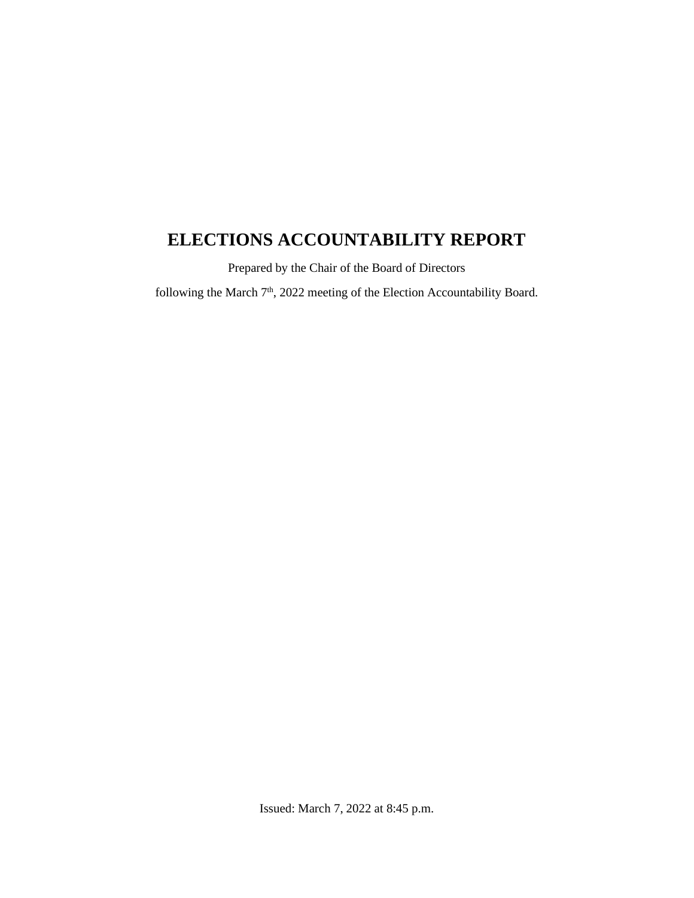# ELECTIONS ACCOUNTABILITY REPORT

Prepared by the Chair of the Board of Directors

following the March 7th, 2022 meeting of the Election Accountability Board.

Issued: March 7, 2022 at 8:45 p.m.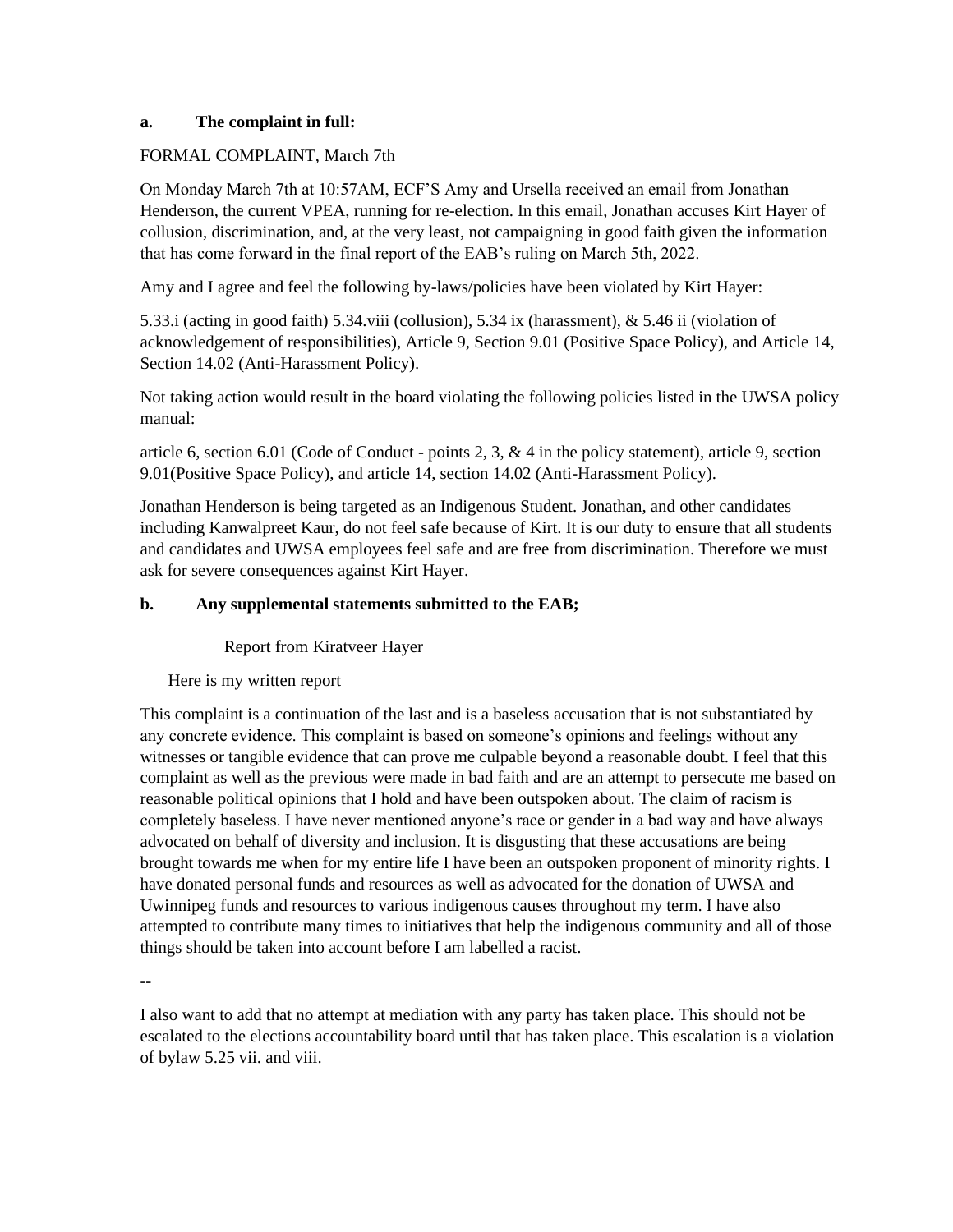**a. The complaint in full:**

FORMAL COMPLAINT, March 7th

On Monday March 7th at 10:57AM, ECF'S Amy and Ursella received an email from Jonathan Henderson, the current VPEA, running for re-election. In this email, Jonathan accuses Kirt Hayer of collusion, discrimination, and, at the very least, not campaigning in good faith given the information that has come forward in the final report of the EAB's ruling on March 5th, 2022.

Amy and I agree and feel the following by-laws/policies have been violated by Kirt Hayer:

5.33.i (acting in good faith) 5.34.viii (collusion), 5.34 ix (harassment), & 5.46 ii (violation of acknowledgement of responsibilities), Article 9, Section 9.01 (Positive Space Policy), and Article 14, Section 14.02 (Anti-Harassment Policy).

Not taking action would result in the board violating the following policies listed in the UWSA policy manual:

article 6, section 6.01 (Code of Conduct - points 2, 3, & 4 in the policy statement), article 9, section 9.01(Positive Space Policy), and article 14, section 14.02 (Anti-Harassment Policy).

Jonathan Henderson is being targeted as an Indigenous Student. Jonathan, and other candidates including Kanwalpreet Kaur, do not feel safe because of Kirt. It is our duty to ensure that all students and candidates and UWSA employees feel safe and are free from discrimination. Therefore we must ask for severe consequences against Kirt Hayer.

**b. Any supplemental statements submitted to the EAB;**

Report from Kiratveer Hayer

Here is my written report

This complaint is a continuation of the last and is a baseless accusation that is not substantiated by any concrete evidence. This complaint is based on someone's opinions and feelings without any witnesses or tangible evidence that can prove me culpable beyond a reasonable doubt. I feel that this complaint as well as the previous were made in bad faith and are an attempt to persecute me based on reasonable political opinions that I hold and have been outspoken about. The claim of racism is completely baseless. I have never mentioned anyone's race or gender in a bad way and have always advocated on behalf of diversity and inclusion. It is disgusting that these accusations are being brought towards me when for my entire life I have been an outspoken proponent of minority rights. I have donated personal funds and resources as well as advocated for the donation of UWSA and Uwinnipeg funds and resources to various indigenous causes throughout my term. I have also attempted to contribute many times to initiatives that help the indigenous community and all of those things should be taken into account before I am labelled a racist.

--

I also want to add that no attempt at mediation with any party has taken place. This should not be escalated to the elections accountability board until that has taken place. This escalation is a violation of bylaw 5.25 vii. and viii.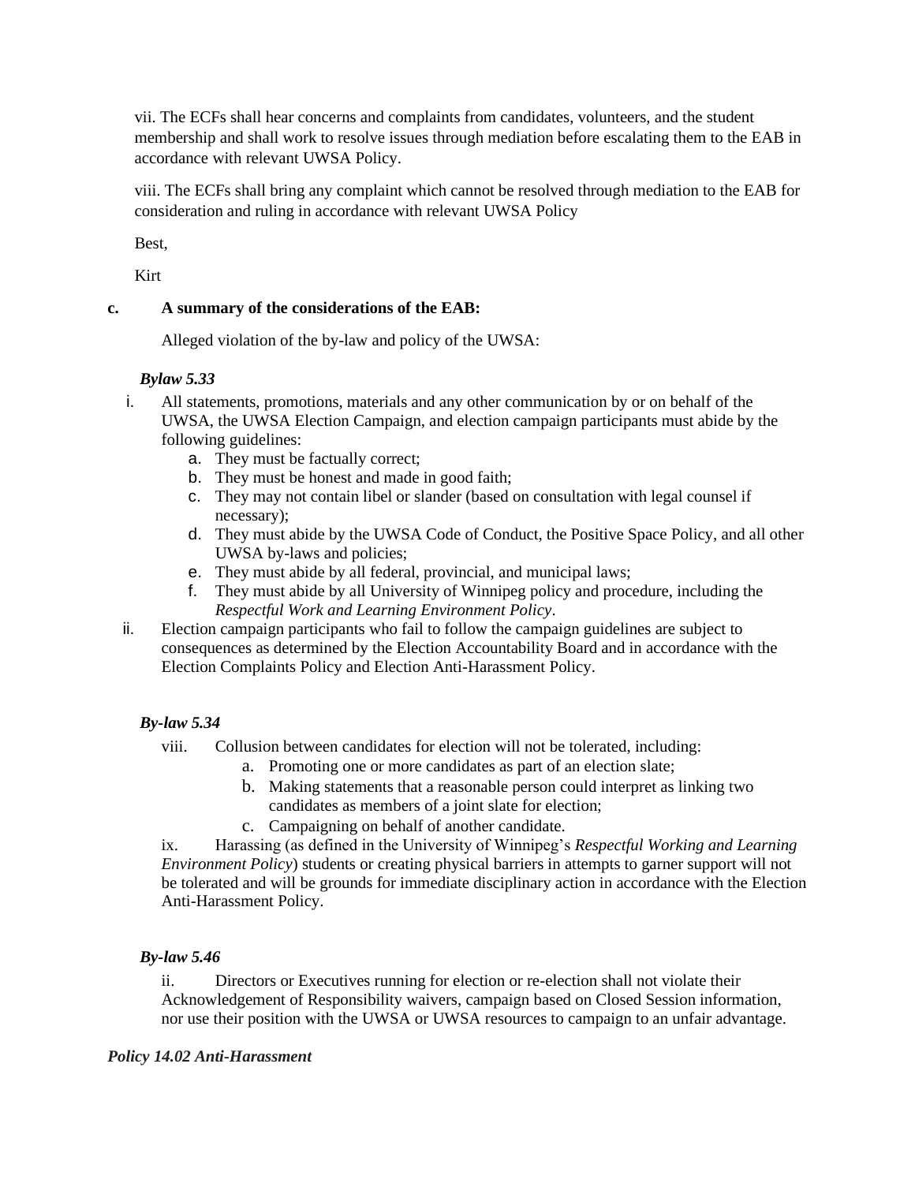vii. The ECFs shall hear concerns and complaints from candidates, volunteers, and the student membership and shall work to resolve issues through mediation before escalating them to the EAB in accordance with relevant UWSA Policy.

viii. The ECFs shall bring any complaint which cannot be resolved through mediation to the EAB for consideration and ruling in accordance with relevant UWSA Policy

Best,

Kirt

**c. A summary of the considerations of the EAB:**

Alleged violation of the by-law and policy of the UWSA:

***Bylaw 5.33***

i. All statements, promotions, materials and any other communication by or on behalf of the UWSA, the UWSA Election Campaign, and election campaign participants must abide by the following guidelines:
   a. They must be factually correct;
   b. They must be honest and made in good faith;
   c. They may not contain libel or slander (based on consultation with legal counsel if necessary);
   d. They must abide by the UWSA Code of Conduct, the Positive Space Policy, and all other UWSA by-laws and policies;
   e. They must abide by all federal, provincial, and municipal laws;
   f. They must abide by all University of Winnipeg policy and procedure, including the *Respectful Work and Learning Environment Policy*.

ii. Election campaign participants who fail to follow the campaign guidelines are subject to consequences as determined by the Election Accountability Board and in accordance with the Election Complaints Policy and Election Anti-Harassment Policy.

***By-law 5.34***

viii. Collusion between candidates for election will not be tolerated, including:
   a. Promoting one or more candidates as part of an election slate;
   b. Making statements that a reasonable person could interpret as linking two candidates as members of a joint slate for election;
   c. Campaigning on behalf of another candidate.

ix. Harassing (as defined in the University of Winnipeg's *Respectful Working and Learning Environment Policy*) students or creating physical barriers in attempts to garner support will not be tolerated and will be grounds for immediate disciplinary action in accordance with the Election Anti-Harassment Policy.

***By-law 5.46***

ii. Directors or Executives running for election or re-election shall not violate their Acknowledgement of Responsibility waivers, campaign based on Closed Session information, nor use their position with the UWSA or UWSA resources to campaign to an unfair advantage.

***Policy 14.02 Anti-Harassment***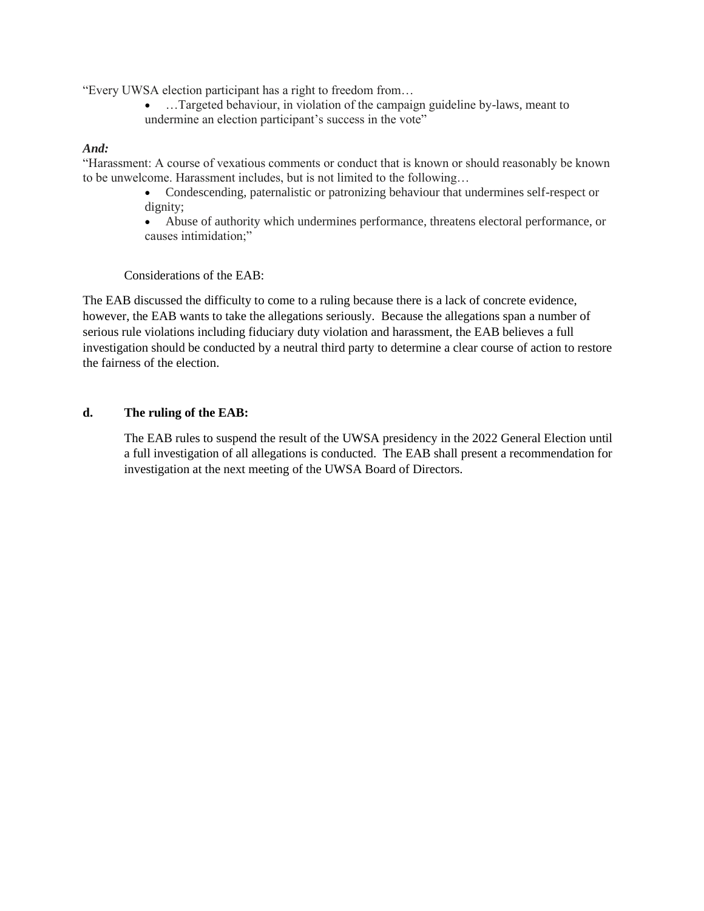"Every UWSA election participant has a right to freedom from…

- …Targeted behaviour, in violation of the campaign guideline by-laws, meant to undermine an election participant's success in the vote"

***And:***

"Harassment: A course of vexatious comments or conduct that is known or should reasonably be known to be unwelcome. Harassment includes, but is not limited to the following…

- Condescending, paternalistic or patronizing behaviour that undermines self-respect or dignity;
- Abuse of authority which undermines performance, threatens electoral performance, or causes intimidation;"

Considerations of the EAB:

The EAB discussed the difficulty to come to a ruling because there is a lack of concrete evidence, however, the EAB wants to take the allegations seriously. Because the allegations span a number of serious rule violations including fiduciary duty violation and harassment, the EAB believes a full investigation should be conducted by a neutral third party to determine a clear course of action to restore the fairness of the election.

**d. The ruling of the EAB:**

The EAB rules to suspend the result of the UWSA presidency in the 2022 General Election until a full investigation of all allegations is conducted. The EAB shall present a recommendation for investigation at the next meeting of the UWSA Board of Directors.